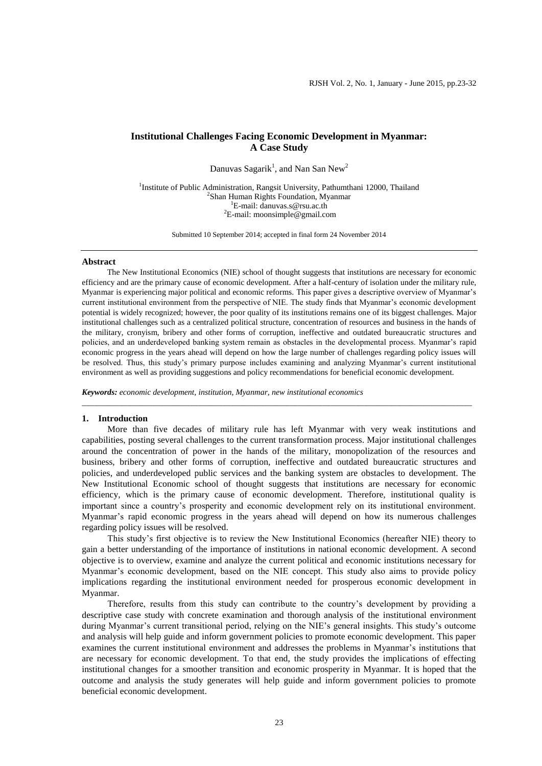# Institutional Challenges Facing Economic Development in Myanmar: A Case Study

Danuvas Sagarik[1], and Nan San New[2]

[1]Institute of Public Administration, Rangsit University, Pathumthani 12000, Thailand
[2]Shan Human Rights Foundation, Myanmar
[1]E-mail: danuvas.s@rsu.ac.th
[2]E-mail: moonsimple@gmail.com

Submitted 10 September 2014; accepted in final form 24 November 2014

## Abstract

The New Institutional Economics (NIE) school of thought suggests that institutions are necessary for economic efficiency and are the primary cause of economic development. After a half-century of isolation under the military rule, Myanmar is experiencing major political and economic reforms. This paper gives a descriptive overview of Myanmar's current institutional environment from the perspective of NIE. The study finds that Myanmar's economic development potential is widely recognized; however, the poor quality of its institutions remains one of its biggest challenges. Major institutional challenges such as a centralized political structure, concentration of resources and business in the hands of the military, cronyism, bribery and other forms of corruption, ineffective and outdated bureaucratic structures and policies, and an underdeveloped banking system remain as obstacles in the developmental process. Myanmar's rapid economic progress in the years ahead will depend on how the large number of challenges regarding policy issues will be resolved. Thus, this study's primary purpose includes examining and analyzing Myanmar's current institutional environment as well as providing suggestions and policy recommendations for beneficial economic development.

***Keywords:*** *economic development, institution, Myanmar, new institutional economics*

## 1. Introduction

More than five decades of military rule has left Myanmar with very weak institutions and capabilities, posting several challenges to the current transformation process. Major institutional challenges around the concentration of power in the hands of the military, monopolization of the resources and business, bribery and other forms of corruption, ineffective and outdated bureaucratic structures and policies, and underdeveloped public services and the banking system are obstacles to development. The New Institutional Economic school of thought suggests that institutions are necessary for economic efficiency, which is the primary cause of economic development. Therefore, institutional quality is important since a country's prosperity and economic development rely on its institutional environment. Myanmar's rapid economic progress in the years ahead will depend on how its numerous challenges regarding policy issues will be resolved.

This study's first objective is to review the New Institutional Economics (hereafter NIE) theory to gain a better understanding of the importance of institutions in national economic development. A second objective is to overview, examine and analyze the current political and economic institutions necessary for Myanmar's economic development, based on the NIE concept. This study also aims to provide policy implications regarding the institutional environment needed for prosperous economic development in Myanmar.

Therefore, results from this study can contribute to the country's development by providing a descriptive case study with concrete examination and thorough analysis of the institutional environment during Myanmar's current transitional period, relying on the NIE's general insights. This study's outcome and analysis will help guide and inform government policies to promote economic development. This paper examines the current institutional environment and addresses the problems in Myanmar's institutions that are necessary for economic development. To that end, the study provides the implications of effecting institutional changes for a smoother transition and economic prosperity in Myanmar. It is hoped that the outcome and analysis the study generates will help guide and inform government policies to promote beneficial economic development.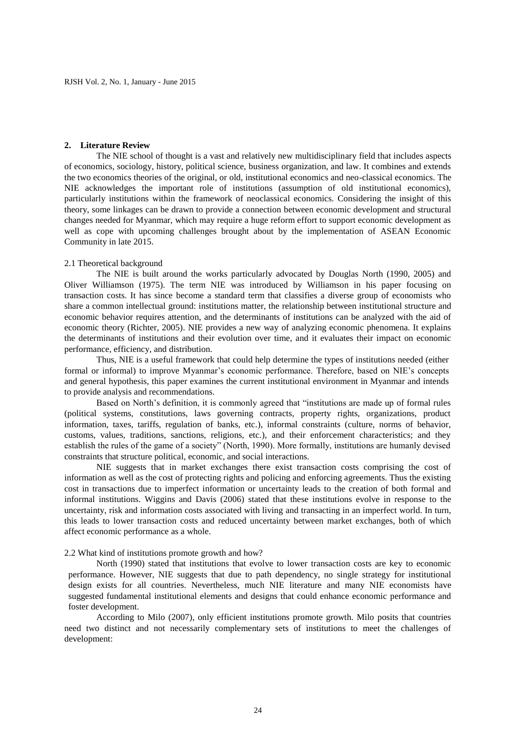## 2. Literature Review

The NIE school of thought is a vast and relatively new multidisciplinary field that includes aspects of economics, sociology, history, political science, business organization, and law. It combines and extends the two economics theories of the original, or old, institutional economics and neo-classical economics. The NIE acknowledges the important role of institutions (assumption of old institutional economics), particularly institutions within the framework of neoclassical economics. Considering the insight of this theory, some linkages can be drawn to provide a connection between economic development and structural changes needed for Myanmar, which may require a huge reform effort to support economic development as well as cope with upcoming challenges brought about by the implementation of ASEAN Economic Community in late 2015.

### 2.1 Theoretical background

The NIE is built around the works particularly advocated by Douglas North (1990, 2005) and Oliver Williamson (1975). The term NIE was introduced by Williamson in his paper focusing on transaction costs. It has since become a standard term that classifies a diverse group of economists who share a common intellectual ground: institutions matter, the relationship between institutional structure and economic behavior requires attention, and the determinants of institutions can be analyzed with the aid of economic theory (Richter, 2005). NIE provides a new way of analyzing economic phenomena. It explains the determinants of institutions and their evolution over time, and it evaluates their impact on economic performance, efficiency, and distribution.

Thus, NIE is a useful framework that could help determine the types of institutions needed (either formal or informal) to improve Myanmar's economic performance. Therefore, based on NIE's concepts and general hypothesis, this paper examines the current institutional environment in Myanmar and intends to provide analysis and recommendations.

Based on North's definition, it is commonly agreed that "institutions are made up of formal rules (political systems, constitutions, laws governing contracts, property rights, organizations, product information, taxes, tariffs, regulation of banks, etc.), informal constraints (culture, norms of behavior, customs, values, traditions, sanctions, religions, etc.), and their enforcement characteristics; and they establish the rules of the game of a society" (North, 1990). More formally, institutions are humanly devised constraints that structure political, economic, and social interactions.

NIE suggests that in market exchanges there exist transaction costs comprising the cost of information as well as the cost of protecting rights and policing and enforcing agreements. Thus the existing cost in transactions due to imperfect information or uncertainty leads to the creation of both formal and informal institutions. Wiggins and Davis (2006) stated that these institutions evolve in response to the uncertainty, risk and information costs associated with living and transacting in an imperfect world. In turn, this leads to lower transaction costs and reduced uncertainty between market exchanges, both of which affect economic performance as a whole.

### 2.2 What kind of institutions promote growth and how?

North (1990) stated that institutions that evolve to lower transaction costs are key to economic performance. However, NIE suggests that due to path dependency, no single strategy for institutional design exists for all countries. Nevertheless, much NIE literature and many NIE economists have suggested fundamental institutional elements and designs that could enhance economic performance and foster development.

According to Milo (2007), only efficient institutions promote growth. Milo posits that countries need two distinct and not necessarily complementary sets of institutions to meet the challenges of development: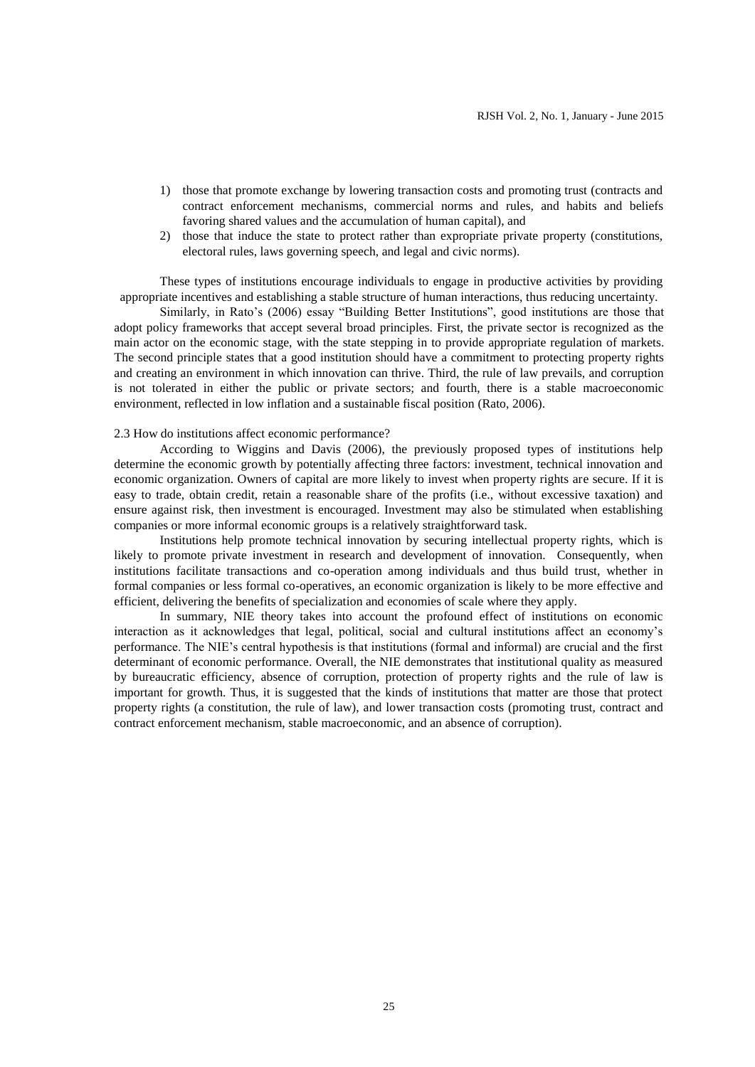1) those that promote exchange by lowering transaction costs and promoting trust (contracts and contract enforcement mechanisms, commercial norms and rules, and habits and beliefs favoring shared values and the accumulation of human capital), and
2) those that induce the state to protect rather than expropriate private property (constitutions, electoral rules, laws governing speech, and legal and civic norms).

These types of institutions encourage individuals to engage in productive activities by providing appropriate incentives and establishing a stable structure of human interactions, thus reducing uncertainty.

Similarly, in Rato's (2006) essay "Building Better Institutions", good institutions are those that adopt policy frameworks that accept several broad principles. First, the private sector is recognized as the main actor on the economic stage, with the state stepping in to provide appropriate regulation of markets. The second principle states that a good institution should have a commitment to protecting property rights and creating an environment in which innovation can thrive. Third, the rule of law prevails, and corruption is not tolerated in either the public or private sectors; and fourth, there is a stable macroeconomic environment, reflected in low inflation and a sustainable fiscal position (Rato, 2006).

### 2.3 How do institutions affect economic performance?

According to Wiggins and Davis (2006), the previously proposed types of institutions help determine the economic growth by potentially affecting three factors: investment, technical innovation and economic organization. Owners of capital are more likely to invest when property rights are secure. If it is easy to trade, obtain credit, retain a reasonable share of the profits (i.e., without excessive taxation) and ensure against risk, then investment is encouraged. Investment may also be stimulated when establishing companies or more informal economic groups is a relatively straightforward task.

Institutions help promote technical innovation by securing intellectual property rights, which is likely to promote private investment in research and development of innovation. Consequently, when institutions facilitate transactions and co-operation among individuals and thus build trust, whether in formal companies or less formal co-operatives, an economic organization is likely to be more effective and efficient, delivering the benefits of specialization and economies of scale where they apply.

In summary, NIE theory takes into account the profound effect of institutions on economic interaction as it acknowledges that legal, political, social and cultural institutions affect an economy's performance. The NIE's central hypothesis is that institutions (formal and informal) are crucial and the first determinant of economic performance. Overall, the NIE demonstrates that institutional quality as measured by bureaucratic efficiency, absence of corruption, protection of property rights and the rule of law is important for growth. Thus, it is suggested that the kinds of institutions that matter are those that protect property rights (a constitution, the rule of law), and lower transaction costs (promoting trust, contract and contract enforcement mechanism, stable macroeconomic, and an absence of corruption).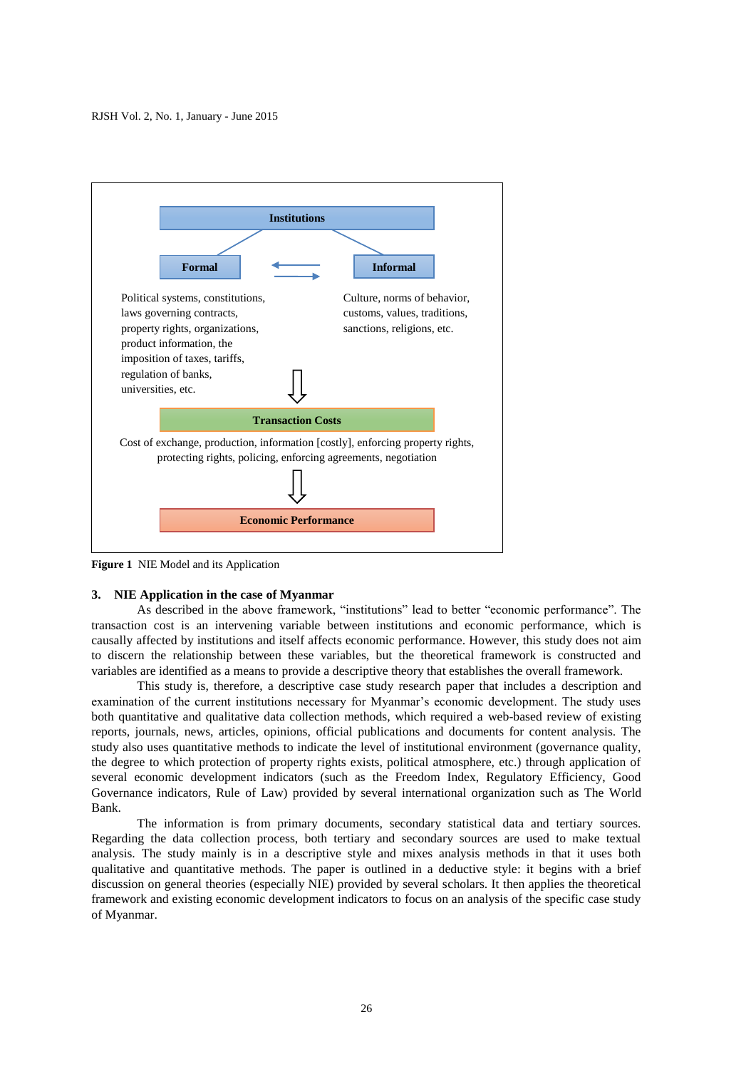**Institutions**

**Formal** ⇄ **Informal**

Political systems, constitutions, laws governing contracts, property rights, organizations, product information, the imposition of taxes, tariffs, regulation of banks, universities, etc.

Culture, norms of behavior, customs, values, traditions, sanctions, religions, etc.

⇓

**Transaction Costs**

Cost of exchange, production, information [costly], enforcing property rights, protecting rights, policing, enforcing agreements, negotiation

⇓

**Economic Performance**

**Figure 1** NIE Model and its Application

## 3. NIE Application in the case of Myanmar

As described in the above framework, "institutions" lead to better "economic performance". The transaction cost is an intervening variable between institutions and economic performance, which is causally affected by institutions and itself affects economic performance. However, this study does not aim to discern the relationship between these variables, but the theoretical framework is constructed and variables are identified as a means to provide a descriptive theory that establishes the overall framework.

This study is, therefore, a descriptive case study research paper that includes a description and examination of the current institutions necessary for Myanmar's economic development. The study uses both quantitative and qualitative data collection methods, which required a web-based review of existing reports, journals, news, articles, opinions, official publications and documents for content analysis. The study also uses quantitative methods to indicate the level of institutional environment (governance quality, the degree to which protection of property rights exists, political atmosphere, etc.) through application of several economic development indicators (such as the Freedom Index, Regulatory Efficiency, Good Governance indicators, Rule of Law) provided by several international organization such as The World Bank.

The information is from primary documents, secondary statistical data and tertiary sources. Regarding the data collection process, both tertiary and secondary sources are used to make textual analysis. The study mainly is in a descriptive style and mixes analysis methods in that it uses both qualitative and quantitative methods. The paper is outlined in a deductive style: it begins with a brief discussion on general theories (especially NIE) provided by several scholars. It then applies the theoretical framework and existing economic development indicators to focus on an analysis of the specific case study of Myanmar.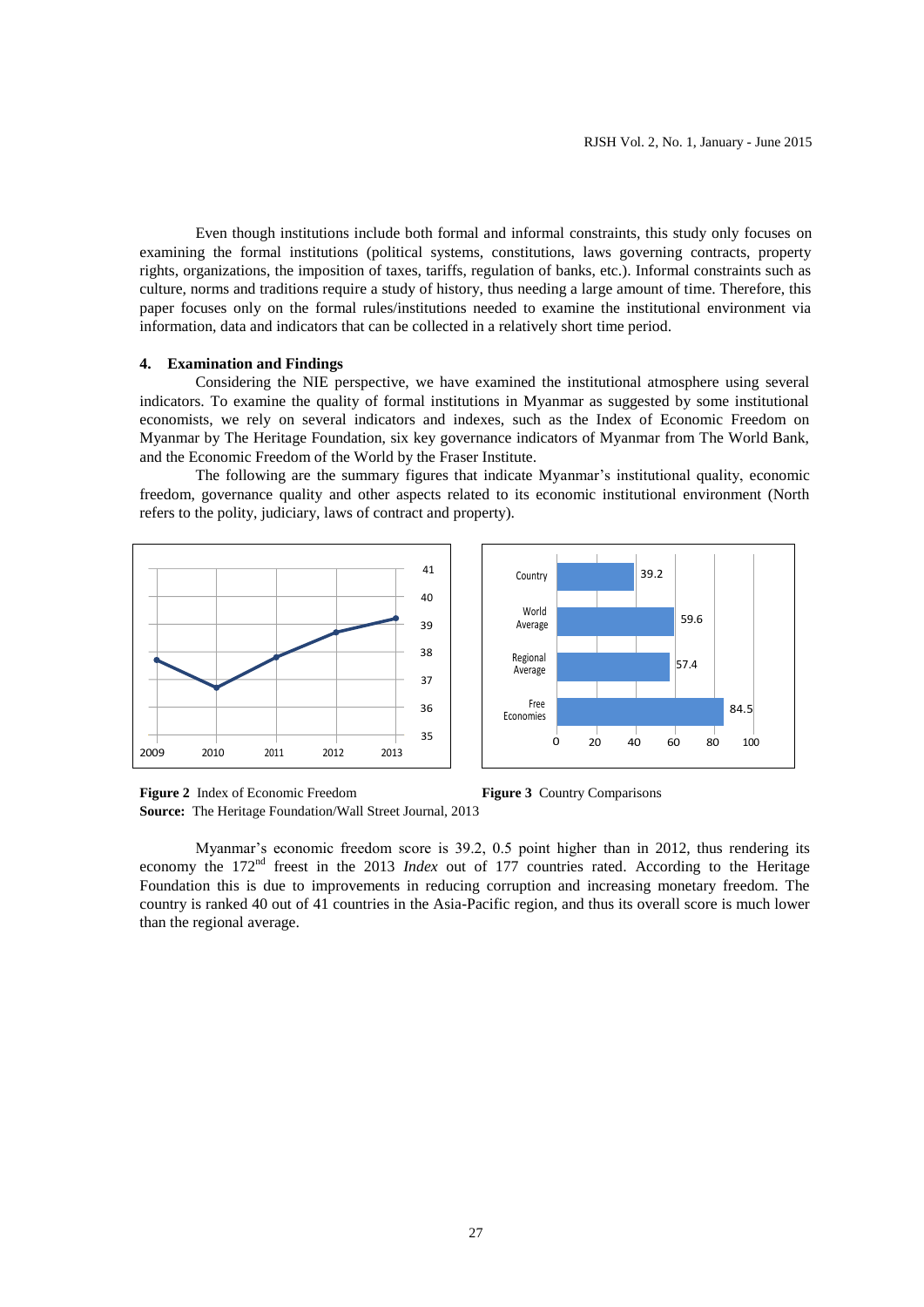Even though institutions include both formal and informal constraints, this study only focuses on examining the formal institutions (political systems, constitutions, laws governing contracts, property rights, organizations, the imposition of taxes, tariffs, regulation of banks, etc.). Informal constraints such as culture, norms and traditions require a study of history, thus needing a large amount of time. Therefore, this paper focuses only on the formal rules/institutions needed to examine the institutional environment via information, data and indicators that can be collected in a relatively short time period.

## 4. Examination and Findings

Considering the NIE perspective, we have examined the institutional atmosphere using several indicators. To examine the quality of formal institutions in Myanmar as suggested by some institutional economists, we rely on several indicators and indexes, such as the Index of Economic Freedom on Myanmar by The Heritage Foundation, six key governance indicators of Myanmar from The World Bank, and the Economic Freedom of the World by the Fraser Institute.

The following are the summary figures that indicate Myanmar's institutional quality, economic freedom, governance quality and other aspects related to its economic institutional environment (North refers to the polity, judiciary, laws of contract and property).

**Figure 2** Index of Economic Freedom

**Figure 3** Country Comparisons

**Source:** The Heritage Foundation/Wall Street Journal, 2013

Myanmar's economic freedom score is 39.2, 0.5 point higher than in 2012, thus rendering its economy the 172nd freest in the 2013 *Index* out of 177 countries rated. According to the Heritage Foundation this is due to improvements in reducing corruption and increasing monetary freedom. The country is ranked 40 out of 41 countries in the Asia-Pacific region, and thus its overall score is much lower than the regional average.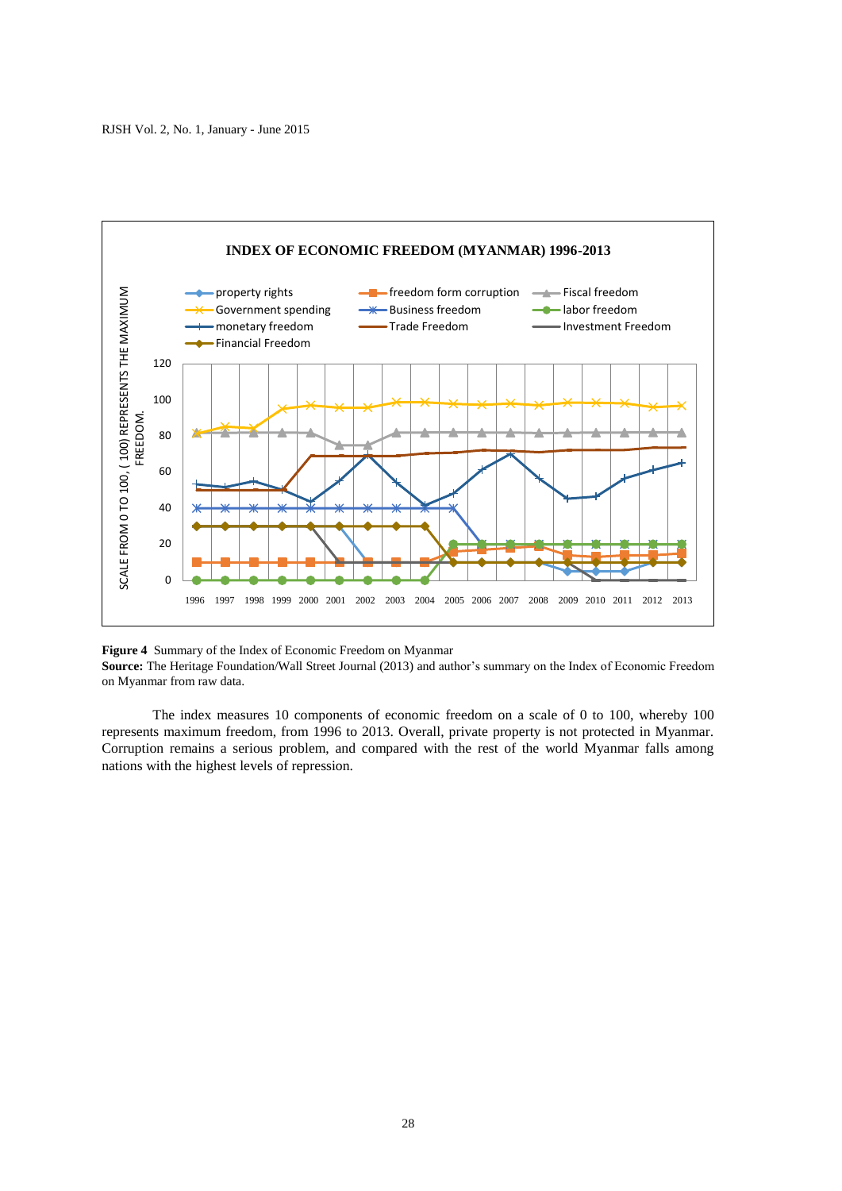**Figure 4** Summary of the Index of Economic Freedom on Myanmar

**Source:** The Heritage Foundation/Wall Street Journal (2013) and author's summary on the Index of Economic Freedom on Myanmar from raw data.

The index measures 10 components of economic freedom on a scale of 0 to 100, whereby 100 represents maximum freedom, from 1996 to 2013. Overall, private property is not protected in Myanmar. Corruption remains a serious problem, and compared with the rest of the world Myanmar falls among nations with the highest levels of repression.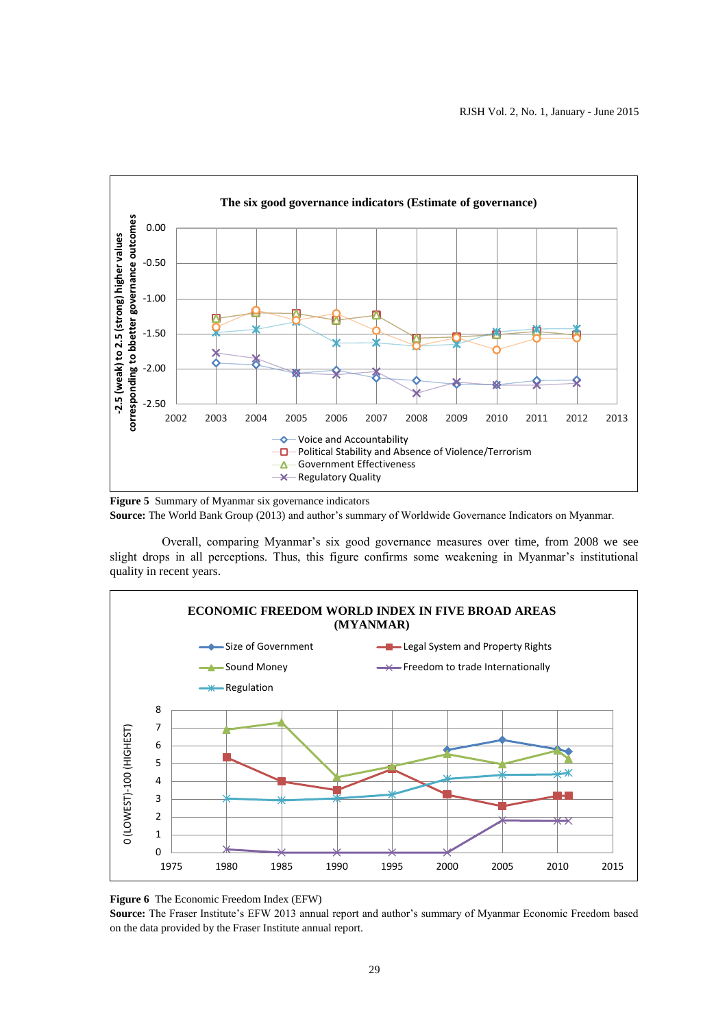**Figure 5** Summary of Myanmar six governance indicators

**Source:** The World Bank Group (2013) and author's summary of Worldwide Governance Indicators on Myanmar.

Overall, comparing Myanmar's six good governance measures over time, from 2008 we see slight drops in all perceptions. Thus, this figure confirms some weakening in Myanmar's institutional quality in recent years.

**Figure 6** The Economic Freedom Index (EFW)

**Source:** The Fraser Institute's EFW 2013 annual report and author's summary of Myanmar Economic Freedom based on the data provided by the Fraser Institute annual report.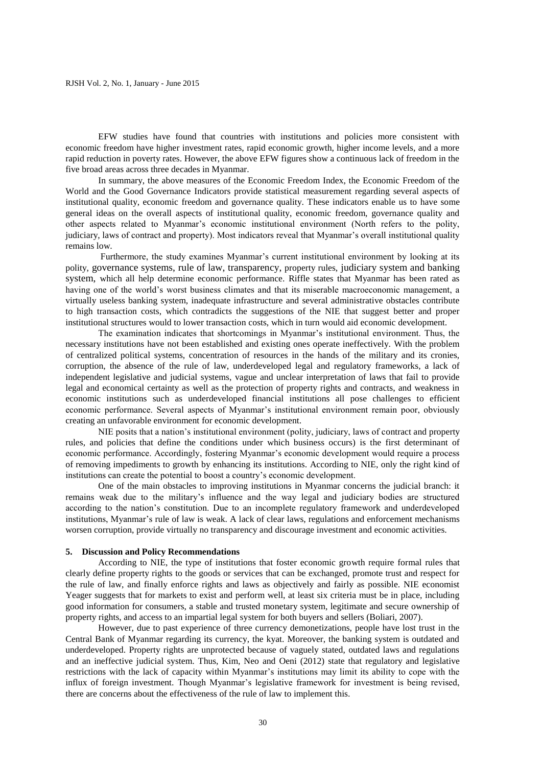EFW studies have found that countries with institutions and policies more consistent with economic freedom have higher investment rates, rapid economic growth, higher income levels, and a more rapid reduction in poverty rates. However, the above EFW figures show a continuous lack of freedom in the five broad areas across three decades in Myanmar.

In summary, the above measures of the Economic Freedom Index, the Economic Freedom of the World and the Good Governance Indicators provide statistical measurement regarding several aspects of institutional quality, economic freedom and governance quality. These indicators enable us to have some general ideas on the overall aspects of institutional quality, economic freedom, governance quality and other aspects related to Myanmar's economic institutional environment (North refers to the polity, judiciary, laws of contract and property). Most indicators reveal that Myanmar's overall institutional quality remains low.

Furthermore, the study examines Myanmar's current institutional environment by looking at its polity, governance systems, rule of law, transparency, property rules, judiciary system and banking system, which all help determine economic performance. Riffle states that Myanmar has been rated as having one of the world's worst business climates and that its miserable macroeconomic management, a virtually useless banking system, inadequate infrastructure and several administrative obstacles contribute to high transaction costs, which contradicts the suggestions of the NIE that suggest better and proper institutional structures would to lower transaction costs, which in turn would aid economic development.

The examination indicates that shortcomings in Myanmar's institutional environment. Thus, the necessary institutions have not been established and existing ones operate ineffectively. With the problem of centralized political systems, concentration of resources in the hands of the military and its cronies, corruption, the absence of the rule of law, underdeveloped legal and regulatory frameworks, a lack of independent legislative and judicial systems, vague and unclear interpretation of laws that fail to provide legal and economical certainty as well as the protection of property rights and contracts, and weakness in economic institutions such as underdeveloped financial institutions all pose challenges to efficient economic performance. Several aspects of Myanmar's institutional environment remain poor, obviously creating an unfavorable environment for economic development.

NIE posits that a nation's institutional environment (polity, judiciary, laws of contract and property rules, and policies that define the conditions under which business occurs) is the first determinant of economic performance. Accordingly, fostering Myanmar's economic development would require a process of removing impediments to growth by enhancing its institutions. According to NIE, only the right kind of institutions can create the potential to boost a country's economic development.

One of the main obstacles to improving institutions in Myanmar concerns the judicial branch: it remains weak due to the military's influence and the way legal and judiciary bodies are structured according to the nation's constitution. Due to an incomplete regulatory framework and underdeveloped institutions, Myanmar's rule of law is weak. A lack of clear laws, regulations and enforcement mechanisms worsen corruption, provide virtually no transparency and discourage investment and economic activities.

## 5. Discussion and Policy Recommendations

According to NIE, the type of institutions that foster economic growth require formal rules that clearly define property rights to the goods or services that can be exchanged, promote trust and respect for the rule of law, and finally enforce rights and laws as objectively and fairly as possible. NIE economist Yeager suggests that for markets to exist and perform well, at least six criteria must be in place, including good information for consumers, a stable and trusted monetary system, legitimate and secure ownership of property rights, and access to an impartial legal system for both buyers and sellers (Boliari, 2007).

However, due to past experience of three currency demonetizations, people have lost trust in the Central Bank of Myanmar regarding its currency, the kyat. Moreover, the banking system is outdated and underdeveloped. Property rights are unprotected because of vaguely stated, outdated laws and regulations and an ineffective judicial system. Thus, Kim, Neo and Oeni (2012) state that regulatory and legislative restrictions with the lack of capacity within Myanmar's institutions may limit its ability to cope with the influx of foreign investment. Though Myanmar's legislative framework for investment is being revised, there are concerns about the effectiveness of the rule of law to implement this.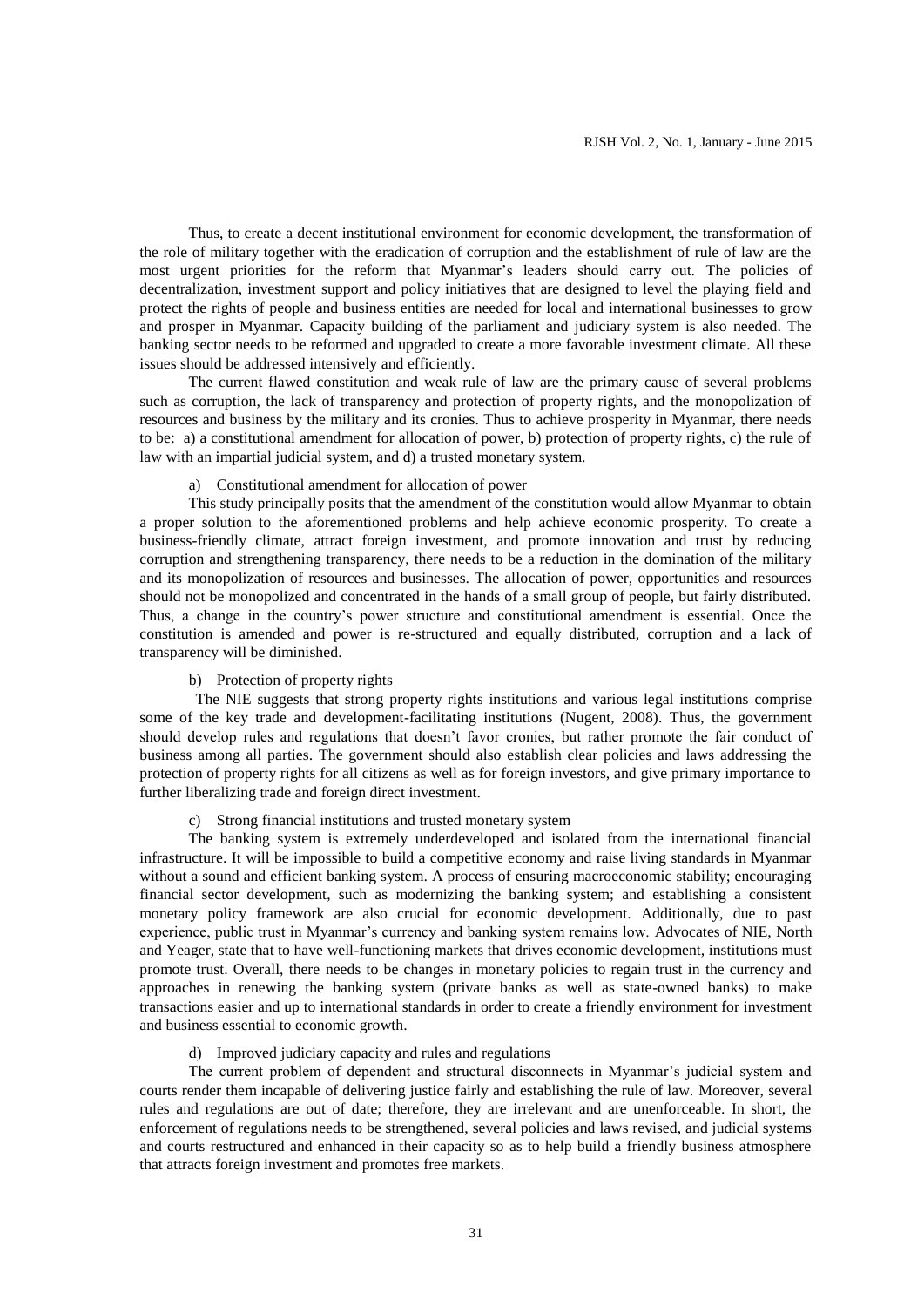Thus, to create a decent institutional environment for economic development, the transformation of the role of military together with the eradication of corruption and the establishment of rule of law are the most urgent priorities for the reform that Myanmar's leaders should carry out. The policies of decentralization, investment support and policy initiatives that are designed to level the playing field and protect the rights of people and business entities are needed for local and international businesses to grow and prosper in Myanmar. Capacity building of the parliament and judiciary system is also needed. The banking sector needs to be reformed and upgraded to create a more favorable investment climate. All these issues should be addressed intensively and efficiently.

The current flawed constitution and weak rule of law are the primary cause of several problems such as corruption, the lack of transparency and protection of property rights, and the monopolization of resources and business by the military and its cronies. Thus to achieve prosperity in Myanmar, there needs to be: a) a constitutional amendment for allocation of power, b) protection of property rights, c) the rule of law with an impartial judicial system, and d) a trusted monetary system.

a) Constitutional amendment for allocation of power

This study principally posits that the amendment of the constitution would allow Myanmar to obtain a proper solution to the aforementioned problems and help achieve economic prosperity. To create a business-friendly climate, attract foreign investment, and promote innovation and trust by reducing corruption and strengthening transparency, there needs to be a reduction in the domination of the military and its monopolization of resources and businesses. The allocation of power, opportunities and resources should not be monopolized and concentrated in the hands of a small group of people, but fairly distributed. Thus, a change in the country's power structure and constitutional amendment is essential. Once the constitution is amended and power is re-structured and equally distributed, corruption and a lack of transparency will be diminished.

b) Protection of property rights

The NIE suggests that strong property rights institutions and various legal institutions comprise some of the key trade and development-facilitating institutions (Nugent, 2008). Thus, the government should develop rules and regulations that doesn't favor cronies, but rather promote the fair conduct of business among all parties. The government should also establish clear policies and laws addressing the protection of property rights for all citizens as well as for foreign investors, and give primary importance to further liberalizing trade and foreign direct investment.

c) Strong financial institutions and trusted monetary system

The banking system is extremely underdeveloped and isolated from the international financial infrastructure. It will be impossible to build a competitive economy and raise living standards in Myanmar without a sound and efficient banking system. A process of ensuring macroeconomic stability; encouraging financial sector development, such as modernizing the banking system; and establishing a consistent monetary policy framework are also crucial for economic development. Additionally, due to past experience, public trust in Myanmar's currency and banking system remains low. Advocates of NIE, North and Yeager, state that to have well-functioning markets that drives economic development, institutions must promote trust. Overall, there needs to be changes in monetary policies to regain trust in the currency and approaches in renewing the banking system (private banks as well as state-owned banks) to make transactions easier and up to international standards in order to create a friendly environment for investment and business essential to economic growth.

d) Improved judiciary capacity and rules and regulations

The current problem of dependent and structural disconnects in Myanmar's judicial system and courts render them incapable of delivering justice fairly and establishing the rule of law. Moreover, several rules and regulations are out of date; therefore, they are irrelevant and are unenforceable. In short, the enforcement of regulations needs to be strengthened, several policies and laws revised, and judicial systems and courts restructured and enhanced in their capacity so as to help build a friendly business atmosphere that attracts foreign investment and promotes free markets.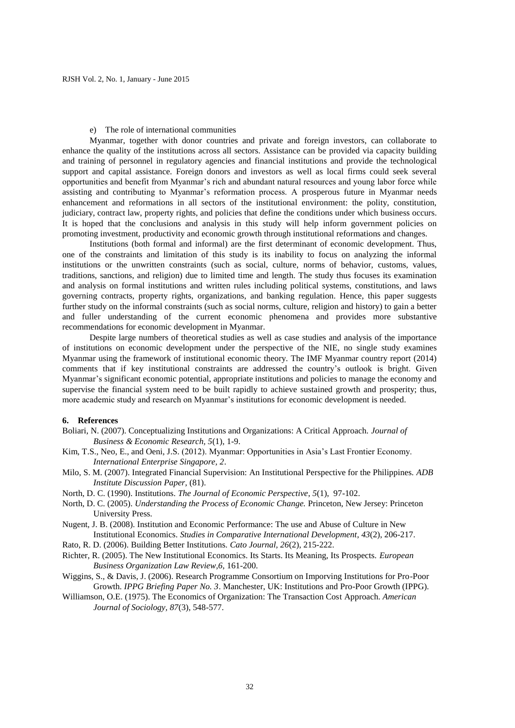e) The role of international communities

Myanmar, together with donor countries and private and foreign investors, can collaborate to enhance the quality of the institutions across all sectors. Assistance can be provided via capacity building and training of personnel in regulatory agencies and financial institutions and provide the technological support and capital assistance. Foreign donors and investors as well as local firms could seek several opportunities and benefit from Myanmar's rich and abundant natural resources and young labor force while assisting and contributing to Myanmar's reformation process. A prosperous future in Myanmar needs enhancement and reformations in all sectors of the institutional environment: the polity, constitution, judiciary, contract law, property rights, and policies that define the conditions under which business occurs. It is hoped that the conclusions and analysis in this study will help inform government policies on promoting investment, productivity and economic growth through institutional reformations and changes.

Institutions (both formal and informal) are the first determinant of economic development. Thus, one of the constraints and limitation of this study is its inability to focus on analyzing the informal institutions or the unwritten constraints (such as social, culture, norms of behavior, customs, values, traditions, sanctions, and religion) due to limited time and length. The study thus focuses its examination and analysis on formal institutions and written rules including political systems, constitutions, and laws governing contracts, property rights, organizations, and banking regulation. Hence, this paper suggests further study on the informal constraints (such as social norms, culture, religion and history) to gain a better and fuller understanding of the current economic phenomena and provides more substantive recommendations for economic development in Myanmar.

Despite large numbers of theoretical studies as well as case studies and analysis of the importance of institutions on economic development under the perspective of the NIE, no single study examines Myanmar using the framework of institutional economic theory. The IMF Myanmar country report (2014) comments that if key institutional constraints are addressed the country's outlook is bright. Given Myanmar's significant economic potential, appropriate institutions and policies to manage the economy and supervise the financial system need to be built rapidly to achieve sustained growth and prosperity; thus, more academic study and research on Myanmar's institutions for economic development is needed.

## 6. References

Boliari, N. (2007). Conceptualizing Institutions and Organizations: A Critical Approach. *Journal of Business & Economic Research, 5*(1), 1-9.

Kim, T.S., Neo, E., and Oeni, J.S. (2012). Myanmar: Opportunities in Asia's Last Frontier Economy. *International Enterprise Singapore, 2*.

Milo, S. M. (2007). Integrated Financial Supervision: An Institutional Perspective for the Philippines. *ADB Institute Discussion Paper,* (81).

North, D. C. (1990). Institutions. *The Journal of Economic Perspective*, *5*(1), 97-102.

North, D. C. (2005). *Understanding the Process of Economic Change.* Princeton, New Jersey: Princeton University Press.

Nugent, J. B. (2008). Institution and Economic Performance: The use and Abuse of Culture in New Institutional Economics. *Studies in Comparative International Development*, *43*(2), 206-217.

Rato, R. D. (2006). Building Better Institutions. *Cato Journal, 26*(2), 215-222.

Richter, R. (2005). The New Institutional Economics. Its Starts. Its Meaning, Its Prospects. *European Business Organization Law Review,6*, 161-200.

Wiggins, S., & Davis, J. (2006). Research Programme Consortium on Imporving Institutions for Pro-Poor Growth. *IPPG Briefing Paper No. 3*. Manchester, UK: Institutions and Pro-Poor Growth (IPPG).

Williamson, O.E. (1975). The Economics of Organization: The Transaction Cost Approach. *American Journal of Sociology, 87*(3), 548-577.